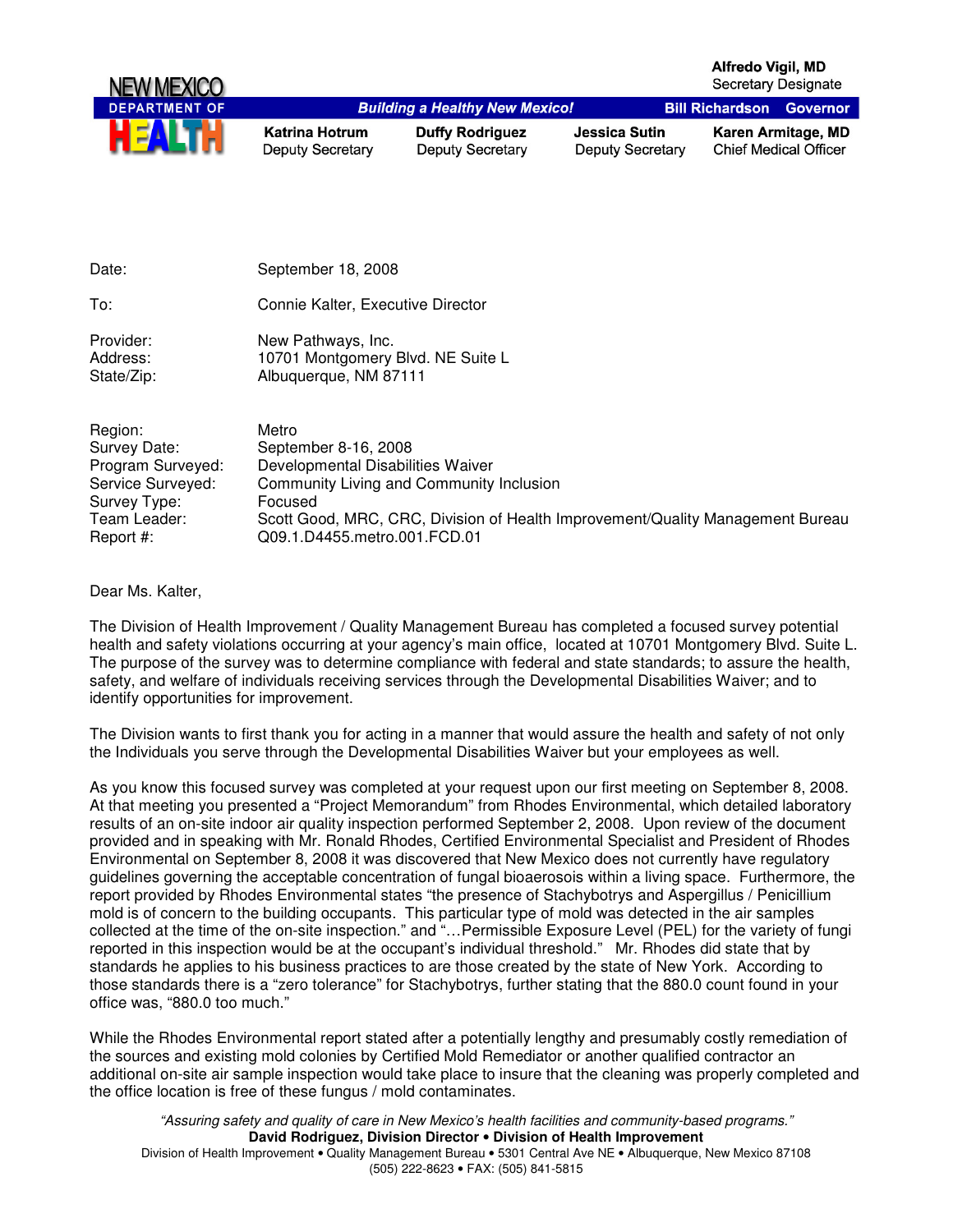NEW MEXICO
DEPARTMENT OF
HEALTH

*Building a Healthy New Mexico!*

**Alfredo Vigil, MD**
Secretary Designate

**Bill Richardson** **Governor**

**Katrina Hotrum**
Deputy Secretary

**Duffy Rodriguez**
Deputy Secretary

**Jessica Sutin**
Deputy Secretary

**Karen Armitage, MD**
Chief Medical Officer

| | |
|---|---|
| Date: | September 18, 2008 |
| To: | Connie Kalter, Executive Director |
| Provider: | New Pathways, Inc. |
| Address: | 10701 Montgomery Blvd. NE Suite L |
| State/Zip: | Albuquerque, NM 87111 |
| Region: | Metro |
| Survey Date: | September 8-16, 2008 |
| Program Surveyed: | Developmental Disabilities Waiver |
| Service Surveyed: | Community Living and Community Inclusion |
| Survey Type: | Focused |
| Team Leader: | Scott Good, MRC, CRC, Division of Health Improvement/Quality Management Bureau |
| Report #: | Q09.1.D4455.metro.001.FCD.01 |

Dear Ms. Kalter,

The Division of Health Improvement / Quality Management Bureau has completed a focused survey potential health and safety violations occurring at your agency's main office, located at 10701 Montgomery Blvd. Suite L. The purpose of the survey was to determine compliance with federal and state standards; to assure the health, safety, and welfare of individuals receiving services through the Developmental Disabilities Waiver; and to identify opportunities for improvement.

The Division wants to first thank you for acting in a manner that would assure the health and safety of not only the Individuals you serve through the Developmental Disabilities Waiver but your employees as well.

As you know this focused survey was completed at your request upon our first meeting on September 8, 2008. At that meeting you presented a "Project Memorandum" from Rhodes Environmental, which detailed laboratory results of an on-site indoor air quality inspection performed September 2, 2008. Upon review of the document provided and in speaking with Mr. Ronald Rhodes, Certified Environmental Specialist and President of Rhodes Environmental on September 8, 2008 it was discovered that New Mexico does not currently have regulatory guidelines governing the acceptable concentration of fungal bioaerosis within a living space. Furthermore, the report provided by Rhodes Environmental states "the presence of Stachybotrys and Aspergillus / Penicillium mold is of concern to the building occupants. This particular type of mold was detected in the air samples collected at the time of the on-site inspection." and "…Permissible Exposure Level (PEL) for the variety of fungi reported in this inspection would be at the occupant's individual threshold." Mr. Rhodes did state that by standards he applies to his business practices to are those created by the state of New York. According to those standards there is a "zero tolerance" for Stachybotrys, further stating that the 880.0 count found in your office was, "880.0 too much."

While the Rhodes Environmental report stated after a potentially lengthy and presumably costly remediation of the sources and existing mold colonies by Certified Mold Remediator or another qualified contractor an additional on-site air sample inspection would take place to insure that the cleaning was properly completed and the office location is free of these fungus / mold contaminates.

*"Assuring safety and quality of care in New Mexico's health facilities and community-based programs."*
**David Rodriguez, Division Director • Division of Health Improvement**
Division of Health Improvement • Quality Management Bureau • 5301 Central Ave NE • Albuquerque, New Mexico 87108
(505) 222-8623 • FAX: (505) 841-5815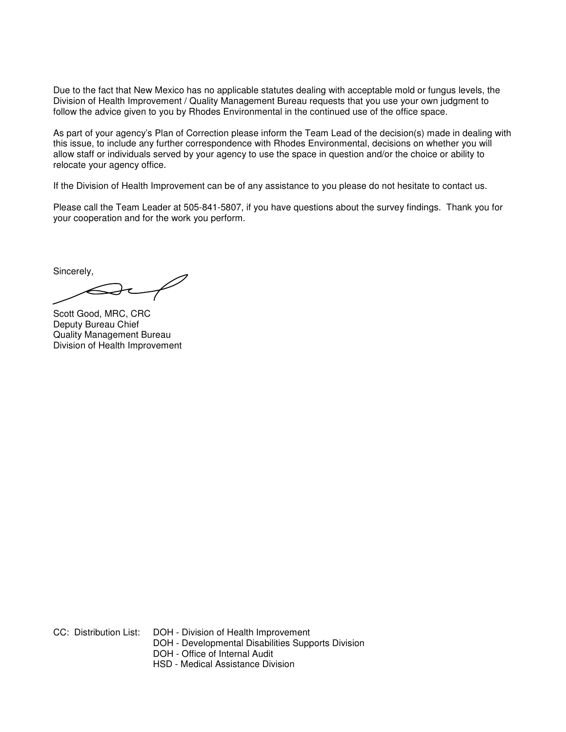Due to the fact that New Mexico has no applicable statutes dealing with acceptable mold or fungus levels, the Division of Health Improvement / Quality Management Bureau requests that you use your own judgment to follow the advice given to you by Rhodes Environmental in the continued use of the office space.

As part of your agency's Plan of Correction please inform the Team Lead of the decision(s) made in dealing with this issue, to include any further correspondence with Rhodes Environmental, decisions on whether you will allow staff or individuals served by your agency to use the space in question and/or the choice or ability to relocate your agency office.

If the Division of Health Improvement can be of any assistance to you please do not hesitate to contact us.

Please call the Team Leader at 505-841-5807, if you have questions about the survey findings. Thank you for your cooperation and for the work you perform.

Sincerely,

Scott Good, MRC, CRC
Deputy Bureau Chief
Quality Management Bureau
Division of Health Improvement

CC: Distribution List: DOH - Division of Health Improvement
DOH - Developmental Disabilities Supports Division
DOH - Office of Internal Audit
HSD - Medical Assistance Division